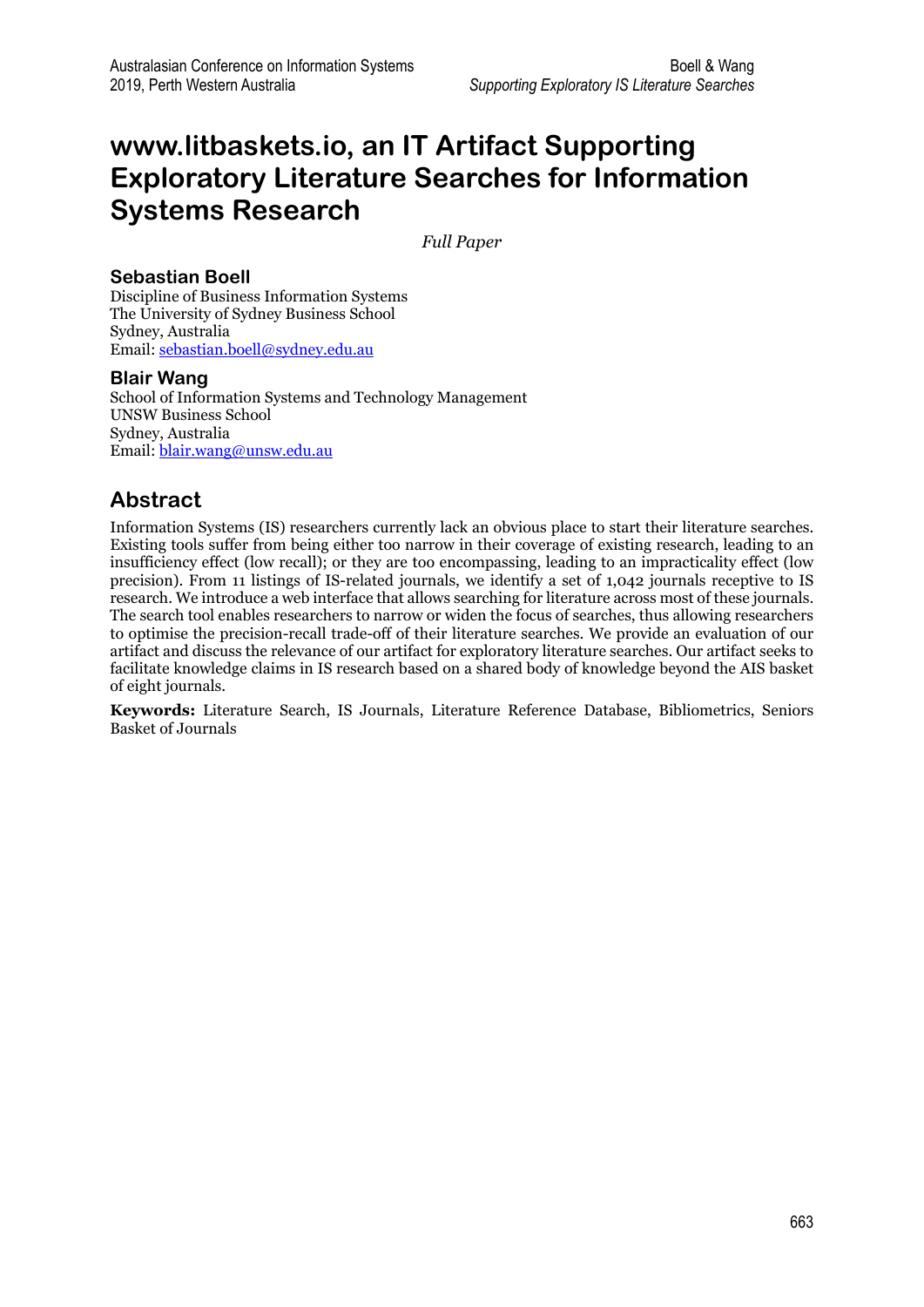# www.litbaskets.io, an IT Artifact Supporting Exploratory Literature Searches for Information Systems Research

*Full Paper*

**Sebastian Boell**
Discipline of Business Information Systems
The University of Sydney Business School
Sydney, Australia
Email: sebastian.boell@sydney.edu.au

**Blair Wang**
School of Information Systems and Technology Management
UNSW Business School
Sydney, Australia
Email: blair.wang@unsw.edu.au

## Abstract

Information Systems (IS) researchers currently lack an obvious place to start their literature searches. Existing tools suffer from being either too narrow in their coverage of existing research, leading to an insufficiency effect (low recall); or they are too encompassing, leading to an impracticality effect (low precision). From 11 listings of IS-related journals, we identify a set of 1,042 journals receptive to IS research. We introduce a web interface that allows searching for literature across most of these journals. The search tool enables researchers to narrow or widen the focus of searches, thus allowing researchers to optimise the precision-recall trade-off of their literature searches. We provide an evaluation of our artifact and discuss the relevance of our artifact for exploratory literature searches. Our artifact seeks to facilitate knowledge claims in IS research based on a shared body of knowledge beyond the AIS basket of eight journals.

**Keywords:** Literature Search, IS Journals, Literature Reference Database, Bibliometrics, Seniors Basket of Journals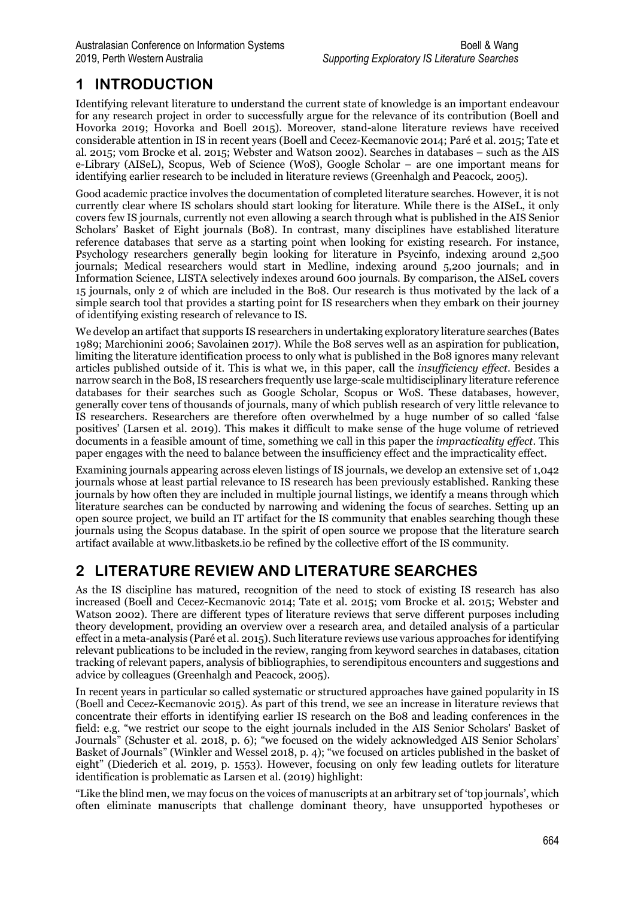# 1 INTRODUCTION

Identifying relevant literature to understand the current state of knowledge is an important endeavour for any research project in order to successfully argue for the relevance of its contribution (Boell and Hovorka 2019; Hovorka and Boell 2015). Moreover, stand-alone literature reviews have received considerable attention in IS in recent years (Boell and Cecez-Kecmanovic 2014; Paré et al. 2015; Tate et al. 2015; vom Brocke et al. 2015; Webster and Watson 2002). Searches in databases – such as the AIS e-Library (AISeL), Scopus, Web of Science (WoS), Google Scholar – are one important means for identifying earlier research to be included in literature reviews (Greenhalgh and Peacock, 2005).

Good academic practice involves the documentation of completed literature searches. However, it is not currently clear where IS scholars should start looking for literature. While there is the AISeL, it only covers few IS journals, currently not even allowing a search through what is published in the AIS Senior Scholars' Basket of Eight journals (Bo8). In contrast, many disciplines have established literature reference databases that serve as a starting point when looking for existing research. For instance, Psychology researchers generally begin looking for literature in Psycinfo, indexing around 2,500 journals; Medical researchers would start in Medline, indexing around 5,200 journals; and in Information Science, LISTA selectively indexes around 600 journals. By comparison, the AISeL covers 15 journals, only 2 of which are included in the Bo8. Our research is thus motivated by the lack of a simple search tool that provides a starting point for IS researchers when they embark on their journey of identifying existing research of relevance to IS.

We develop an artifact that supports IS researchers in undertaking exploratory literature searches (Bates 1989; Marchionini 2006; Savolainen 2017). While the Bo8 serves well as an aspiration for publication, limiting the literature identification process to only what is published in the Bo8 ignores many relevant articles published outside of it. This is what we, in this paper, call the *insufficiency effect*. Besides a narrow search in the Bo8, IS researchers frequently use large-scale multidisciplinary literature reference databases for their searches such as Google Scholar, Scopus or WoS. These databases, however, generally cover tens of thousands of journals, many of which publish research of very little relevance to IS researchers. Researchers are therefore often overwhelmed by a huge number of so called 'false positives' (Larsen et al. 2019). This makes it difficult to make sense of the huge volume of retrieved documents in a feasible amount of time, something we call in this paper the *impracticality effect*. This paper engages with the need to balance between the insufficiency effect and the impracticality effect.

Examining journals appearing across eleven listings of IS journals, we develop an extensive set of 1,042 journals whose at least partial relevance to IS research has been previously established. Ranking these journals by how often they are included in multiple journal listings, we identify a means through which literature searches can be conducted by narrowing and widening the focus of searches. Setting up an open source project, we build an IT artifact for the IS community that enables searching though these journals using the Scopus database. In the spirit of open source we propose that the literature search artifact available at www.litbaskets.io be refined by the collective effort of the IS community.

# 2 LITERATURE REVIEW AND LITERATURE SEARCHES

As the IS discipline has matured, recognition of the need to stock of existing IS research has also increased (Boell and Cecez-Kecmanovic 2014; Tate et al. 2015; vom Brocke et al. 2015; Webster and Watson 2002). There are different types of literature reviews that serve different purposes including theory development, providing an overview over a research area, and detailed analysis of a particular effect in a meta-analysis (Paré et al. 2015). Such literature reviews use various approaches for identifying relevant publications to be included in the review, ranging from keyword searches in databases, citation tracking of relevant papers, analysis of bibliographies, to serendipitous encounters and suggestions and advice by colleagues (Greenhalgh and Peacock, 2005).

In recent years in particular so called systematic or structured approaches have gained popularity in IS (Boell and Cecez-Kecmanovic 2015). As part of this trend, we see an increase in literature reviews that concentrate their efforts in identifying earlier IS research on the Bo8 and leading conferences in the field: e.g. "we restrict our scope to the eight journals included in the AIS Senior Scholars' Basket of Journals" (Schuster et al. 2018, p. 6); "we focused on the widely acknowledged AIS Senior Scholars' Basket of Journals" (Winkler and Wessel 2018, p. 4); "we focused on articles published in the basket of eight" (Diederich et al. 2019, p. 1553). However, focusing on only few leading outlets for literature identification is problematic as Larsen et al. (2019) highlight:

"Like the blind men, we may focus on the voices of manuscripts at an arbitrary set of 'top journals', which often eliminate manuscripts that challenge dominant theory, have unsupported hypotheses or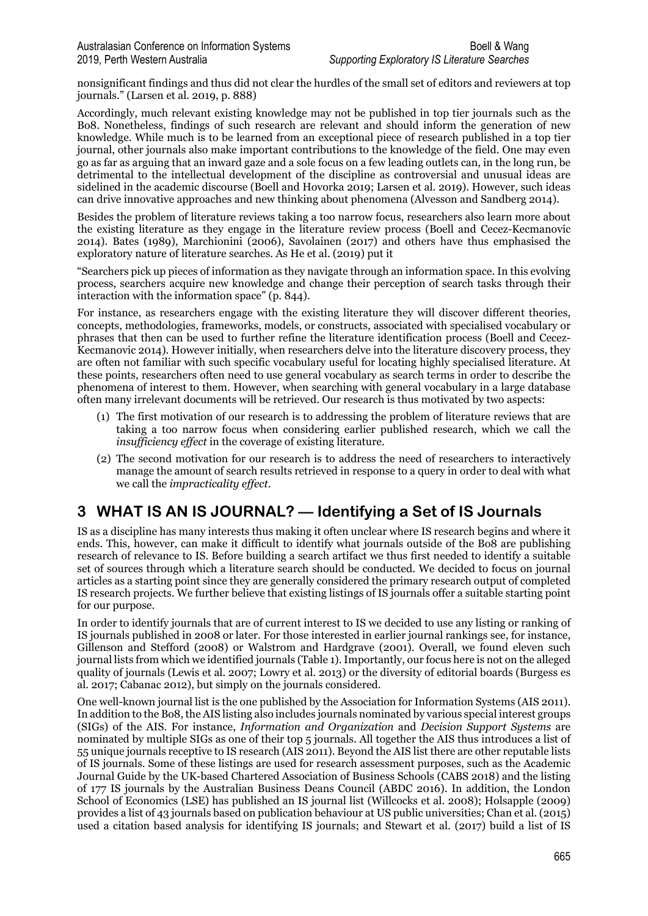nonsignificant findings and thus did not clear the hurdles of the small set of editors and reviewers at top journals." (Larsen et al. 2019, p. 888)

Accordingly, much relevant existing knowledge may not be published in top tier journals such as the Bo8. Nonetheless, findings of such research are relevant and should inform the generation of new knowledge. While much is to be learned from an exceptional piece of research published in a top tier journal, other journals also make important contributions to the knowledge of the field. One may even go as far as arguing that an inward gaze and a sole focus on a few leading outlets can, in the long run, be detrimental to the intellectual development of the discipline as controversial and unusual ideas are sidelined in the academic discourse (Boell and Hovorka 2019; Larsen et al. 2019). However, such ideas can drive innovative approaches and new thinking about phenomena (Alvesson and Sandberg 2014).

Besides the problem of literature reviews taking a too narrow focus, researchers also learn more about the existing literature as they engage in the literature review process (Boell and Cecez-Kecmanovic 2014). Bates (1989), Marchionini (2006), Savolainen (2017) and others have thus emphasised the exploratory nature of literature searches. As He et al. (2019) put it

"Searchers pick up pieces of information as they navigate through an information space. In this evolving process, searchers acquire new knowledge and change their perception of search tasks through their interaction with the information space" (p. 844).

For instance, as researchers engage with the existing literature they will discover different theories, concepts, methodologies, frameworks, models, or constructs, associated with specialised vocabulary or phrases that then can be used to further refine the literature identification process (Boell and Cecez-Kecmanovic 2014). However initially, when researchers delve into the literature discovery process, they are often not familiar with such specific vocabulary useful for locating highly specialised literature. At these points, researchers often need to use general vocabulary as search terms in order to describe the phenomena of interest to them. However, when searching with general vocabulary in a large database often many irrelevant documents will be retrieved. Our research is thus motivated by two aspects:

(1) The first motivation of our research is to addressing the problem of literature reviews that are taking a too narrow focus when considering earlier published research, which we call the *insufficiency effect* in the coverage of existing literature.

(2) The second motivation for our research is to address the need of researchers to interactively manage the amount of search results retrieved in response to a query in order to deal with what we call the *impracticality effect*.

# 3 WHAT IS AN IS JOURNAL? — Identifying a Set of IS Journals

IS as a discipline has many interests thus making it often unclear where IS research begins and where it ends. This, however, can make it difficult to identify what journals outside of the Bo8 are publishing research of relevance to IS. Before building a search artifact we thus first needed to identify a suitable set of sources through which a literature search should be conducted. We decided to focus on journal articles as a starting point since they are generally considered the primary research output of completed IS research projects. We further believe that existing listings of IS journals offer a suitable starting point for our purpose.

In order to identify journals that are of current interest to IS we decided to use any listing or ranking of IS journals published in 2008 or later. For those interested in earlier journal rankings see, for instance, Gillenson and Stefford (2008) or Walstrom and Hardgrave (2001). Overall, we found eleven such journal lists from which we identified journals (Table 1). Importantly, our focus here is not on the alleged quality of journals (Lewis et al. 2007; Lowry et al. 2013) or the diversity of editorial boards (Burgess es al. 2017; Cabanac 2012), but simply on the journals considered.

One well-known journal list is the one published by the Association for Information Systems (AIS 2011). In addition to the Bo8, the AIS listing also includes journals nominated by various special interest groups (SIGs) of the AIS. For instance, *Information and Organization* and *Decision Support Systems* are nominated by multiple SIGs as one of their top 5 journals. All together the AIS thus introduces a list of 55 unique journals receptive to IS research (AIS 2011). Beyond the AIS list there are other reputable lists of IS journals. Some of these listings are used for research assessment purposes, such as the Academic Journal Guide by the UK-based Chartered Association of Business Schools (CABS 2018) and the listing of 177 IS journals by the Australian Business Deans Council (ABDC 2016). In addition, the London School of Economics (LSE) has published an IS journal list (Willcocks et al. 2008); Holsapple (2009) provides a list of 43 journals based on publication behaviour at US public universities; Chan et al. (2015) used a citation based analysis for identifying IS journals; and Stewart et al. (2017) build a list of IS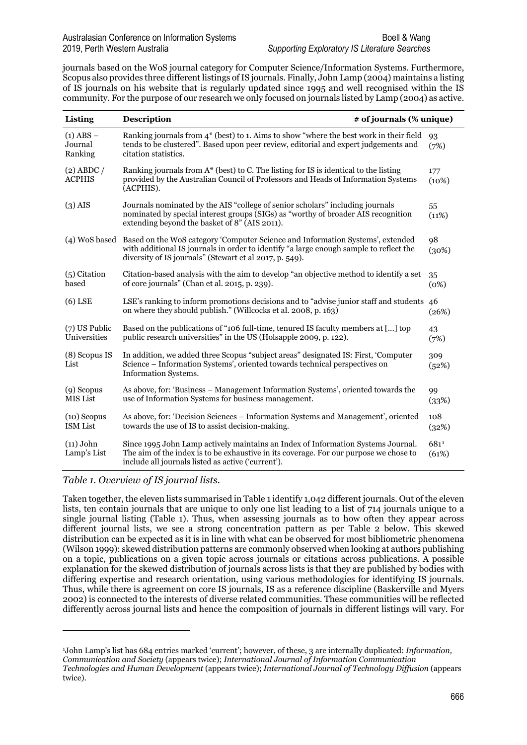journals based on the WoS journal category for Computer Science/Information Systems. Furthermore, Scopus also provides three different listings of IS journals. Finally, John Lamp (2004) maintains a listing of IS journals on his website that is regularly updated since 1995 and well recognised within the IS community. For the purpose of our research we only focused on journals listed by Lamp (2004) as active.

| Listing | Description | # of journals (% unique) |
|---|---|---|
| (1) ABS – Journal Ranking | Ranking journals from 4* (best) to 1. Aims to show "where the best work in their field tends to be clustered". Based upon peer review, editorial and expert judgements and citation statistics. | 93 (7%) |
| (2) ABDC / ACPHIS | Ranking journals from A* (best) to C. The listing for IS is identical to the listing provided by the Australian Council of Professors and Heads of Information Systems (ACPHIS). | 177 (10%) |
| (3) AIS | Journals nominated by the AIS "college of senior scholars" including journals nominated by special interest groups (SIGs) as "worthy of broader AIS recognition extending beyond the basket of 8" (AIS 2011). | 55 (11%) |
| (4) WoS based | Based on the WoS category 'Computer Science and Information Systems', extended with additional IS journals in order to identify "a large enough sample to reflect the diversity of IS journals" (Stewart et al 2017, p. 549). | 98 (30%) |
| (5) Citation based | Citation-based analysis with the aim to develop "an objective method to identify a set of core journals" (Chan et al. 2015, p. 239). | 35 (0%) |
| (6) LSE | LSE's ranking to inform promotions decisions and to "advise junior staff and students on where they should publish." (Willcocks et al. 2008, p. 163) | 46 (26%) |
| (7) US Public Universities | Based on the publications of "106 full-time, tenured IS faculty members at [...] top public research universities" in the US (Holsapple 2009, p. 122). | 43 (7%) |
| (8) Scopus IS List | In addition, we added three Scopus "subject areas" designated IS: First, 'Computer Science – Information Systems', oriented towards technical perspectives on Information Systems. | 309 (52%) |
| (9) Scopus MIS List | As above, for: 'Business – Management Information Systems', oriented towards the use of Information Systems for business management. | 99 (33%) |
| (10) Scopus ISM List | As above, for: 'Decision Sciences – Information Systems and Management', oriented towards the use of IS to assist decision-making. | 108 (32%) |
| (11) John Lamp's List | Since 1995 John Lamp actively maintains an Index of Information Systems Journal. The aim of the index is to be exhaustive in its coverage. For our purpose we chose to include all journals listed as active ('current'). | 681[1] (61%) |

*Table 1. Overview of IS journal lists.*

Taken together, the eleven lists summarised in Table 1 identify 1,042 different journals. Out of the eleven lists, ten contain journals that are unique to only one list leading to a list of 714 journals unique to a single journal listing (Table 1). Thus, when assessing journals as to how often they appear across different journal lists, we see a strong concentration pattern as per Table 2 below. This skewed distribution can be expected as it is in line with what can be observed for most bibliometric phenomena (Wilson 1999): skewed distribution patterns are commonly observed when looking at authors publishing on a topic, publications on a given topic across journals or citations across publications. A possible explanation for the skewed distribution of journals across lists is that they are published by bodies with differing expertise and research orientation, using various methodologies for identifying IS journals. Thus, while there is agreement on core IS journals, IS as a reference discipline (Baskerville and Myers 2002) is connected to the interests of diverse related communities. These communities will be reflected differently across journal lists and hence the composition of journals in different listings will vary. For

---

[1] John Lamp's list has 684 entries marked 'current'; however, of these, 3 are internally duplicated: *Information, Communication and Society* (appears twice); *International Journal of Information Communication Technologies and Human Development* (appears twice); *International Journal of Technology Diffusion* (appears twice).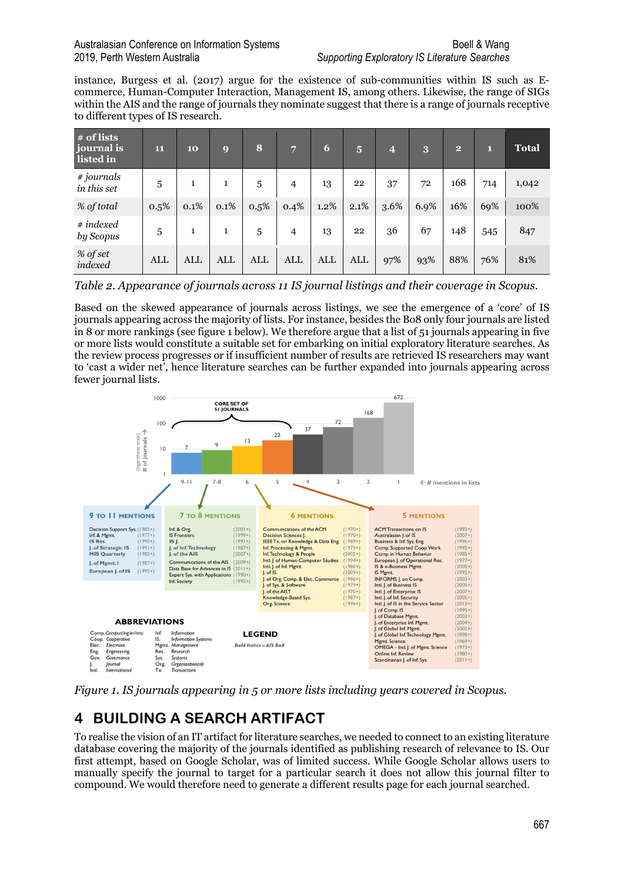instance, Burgess et al. (2017) argue for the existence of sub-communities within IS such as E-commerce, Human-Computer Interaction, Management IS, among others. Likewise, the range of SIGs within the AIS and the range of journals they nominate suggest that there is a range of journals receptive to different types of IS research.

| # of lists journal is listed in | 11 | 10 | 9 | 8 | 7 | 6 | 5 | 4 | 3 | 2 | 1 | Total |
|---|---|---|---|---|---|---|---|---|---|---|---|---|
| *# journals in this set* | 5 | 1 | 1 | 5 | 4 | 13 | 22 | 37 | 72 | 168 | 714 | 1,042 |
| *% of total* | 0.5% | 0.1% | 0.1% | 0.5% | 0.4% | 1.2% | 2.1% | 3.6% | 6.9% | 16% | 69% | 100% |
| *# indexed by Scopus* | 5 | 1 | 1 | 5 | 4 | 13 | 22 | 36 | 67 | 148 | 545 | 847 |
| *% of set indexed* | ALL | ALL | ALL | ALL | ALL | ALL | ALL | 97% | 93% | 88% | 76% | 81% |

*Table 2. Appearance of journals across 11 IS journal listings and their coverage in Scopus.*

Based on the skewed appearance of journals across listings, we see the emergence of a 'core' of IS journals appearing across the majority of lists. For instance, besides the Bo8 only four journals are listed in 8 or more rankings (see figure 1 below). We therefore argue that a list of 51 journals appearing in five or more lists would constitute a suitable set for embarking on initial exploratory literature searches. As the review process progresses or if insufficient number of results are retrieved IS researchers may want to 'cast a wider net', hence literature searches can be further expanded into journals appearing across fewer journal lists.

*Figure 1. IS journals appearing in 5 or more lists including years covered in Scopus.*

## 4 BUILDING A SEARCH ARTIFACT

To realise the vision of an IT artifact for literature searches, we needed to connect to an existing literature database covering the majority of the journals identified as publishing research of relevance to IS. Our first attempt, based on Google Scholar, was of limited success. While Google Scholar allows users to manually specify the journal to target for a particular search it does not allow this journal filter to compound. We would therefore need to generate a different results page for each journal searched.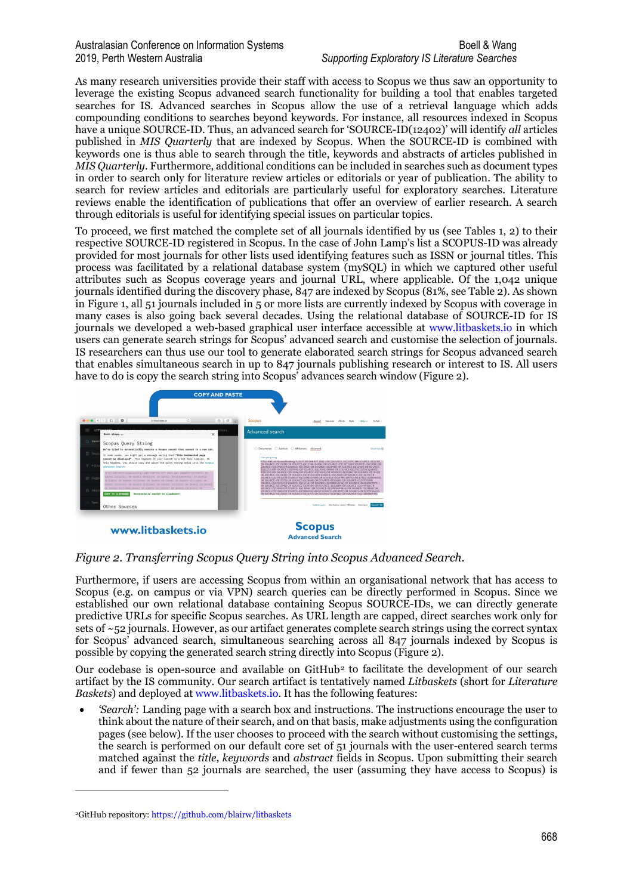As many research universities provide their staff with access to Scopus we thus saw an opportunity to leverage the existing Scopus advanced search functionality for building a tool that enables targeted searches for IS. Advanced searches in Scopus allow the use of a retrieval language which adds compounding conditions to searches beyond keywords. For instance, all resources indexed in Scopus have a unique SOURCE-ID. Thus, an advanced search for 'SOURCE-ID(12402)' will identify *all* articles published in *MIS Quarterly* that are indexed by Scopus. When the SOURCE-ID is combined with keywords one is thus able to search through the title, keywords and abstracts of articles published in *MIS Quarterly*. Furthermore, additional conditions can be included in searches such as document types in order to search only for literature review articles or editorials or year of publication. The ability to search for review articles and editorials are particularly useful for exploratory searches. Literature reviews enable the identification of publications that offer an overview of earlier research. A search through editorials is useful for identifying special issues on particular topics.

To proceed, we first matched the complete set of all journals identified by us (see Tables 1, 2) to their respective SOURCE-ID registered in Scopus. In the case of John Lamp's list a SCOPUS-ID was already provided for most journals for other lists used identifying features such as ISSN or journal titles. This process was facilitated by a relational database system (mySQL) in which we captured other useful attributes such as Scopus coverage years and journal URL, where applicable. Of the 1,042 unique journals identified during the discovery phase, 847 are indexed by Scopus (81%, see Table 2). As shown in Figure 1, all 51 journals included in 5 or more lists are currently indexed by Scopus with coverage in many cases is also going back several decades. Using the relational database of SOURCE-ID for IS journals we developed a web-based graphical user interface accessible at www.litbaskets.io in which users can generate search strings for Scopus' advanced search and customise the selection of journals. IS researchers can thus use our tool to generate elaborated search strings for Scopus advanced search that enables simultaneous search in up to 847 journals publishing research or interest to IS. All users have to do is copy the search string into Scopus' advances search window (Figure 2).

*Figure 2. Transferring Scopus Query String into Scopus Advanced Search.*

Furthermore, if users are accessing Scopus from within an organisational network that has access to Scopus (e.g. on campus or via VPN) search queries can be directly performed in Scopus. Since we established our own relational database containing Scopus SOURCE-IDs, we can directly generate predictive URLs for specific Scopus searches. As URL length are capped, direct searches work only for sets of ~52 journals. However, as our artifact generates complete search strings using the correct syntax for Scopus' advanced search, simultaneous searching across all 847 journals indexed by Scopus is possible by copying the generated search string directly into Scopus (Figure 2).

Our codebase is open-source and available on GitHub[2] to facilitate the development of our search artifact by the IS community. Our search artifact is tentatively named *Litbaskets* (short for *Literature Baskets*) and deployed at www.litbaskets.io. It has the following features:

- *'Search':* Landing page with a search box and instructions. The instructions encourage the user to think about the nature of their search, and on that basis, make adjustments using the configuration pages (see below). If the user chooses to proceed with the search without customising the settings, the search is performed on our default core set of 51 journals with the user-entered search terms matched against the *title*, *keywords* and *abstract* fields in Scopus. Upon submitting their search and if fewer than 52 journals are searched, the user (assuming they have access to Scopus) is

[2]GitHub repository: https://github.com/blairw/litbaskets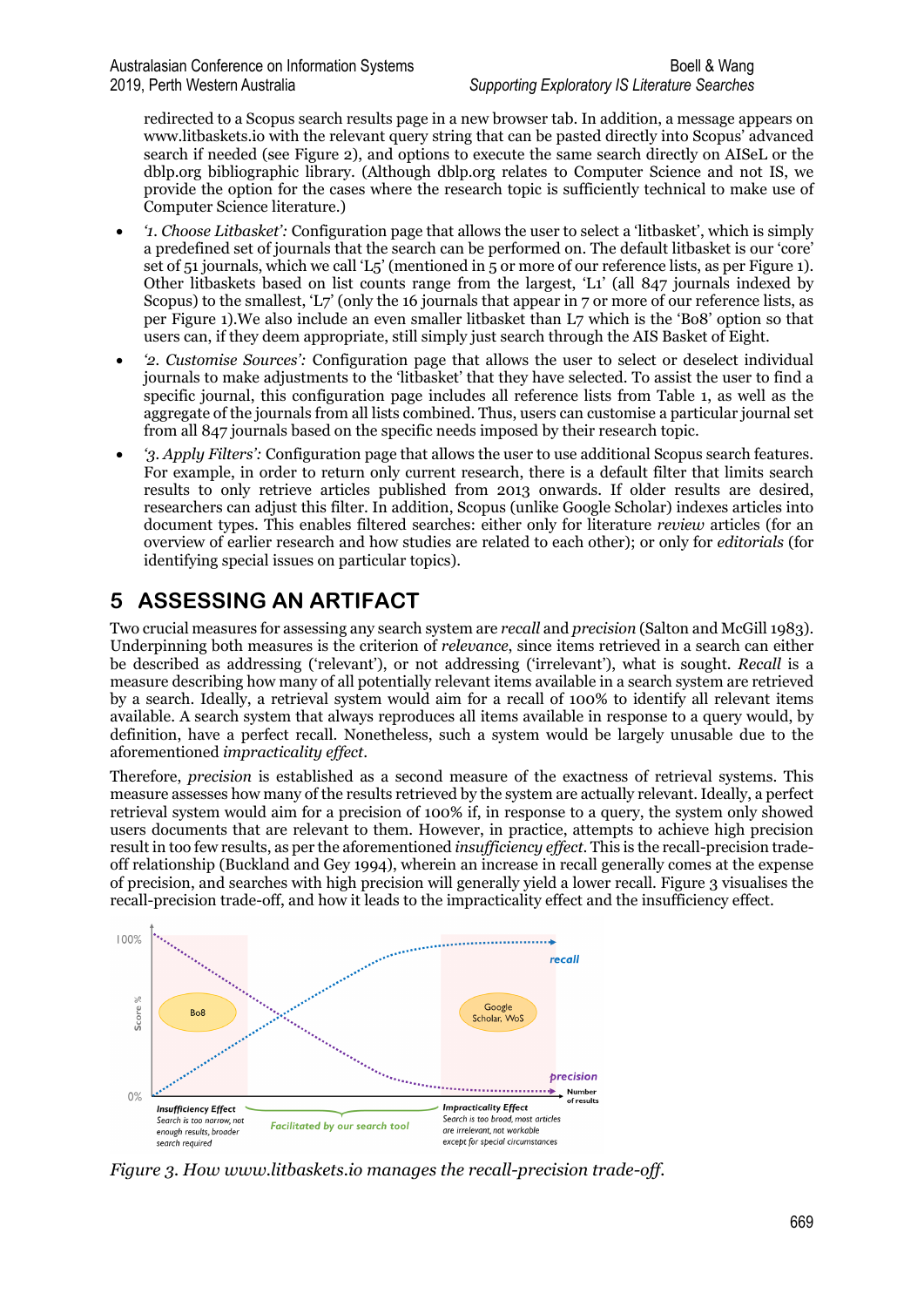redirected to a Scopus search results page in a new browser tab. In addition, a message appears on www.litbaskets.io with the relevant query string that can be pasted directly into Scopus' advanced search if needed (see Figure 2), and options to execute the same search directly on AISeL or the dblp.org bibliographic library. (Although dblp.org relates to Computer Science and not IS, we provide the option for the cases where the research topic is sufficiently technical to make use of Computer Science literature.)

- *'1. Choose Litbasket':* Configuration page that allows the user to select a 'litbasket', which is simply a predefined set of journals that the search can be performed on. The default litbasket is our 'core' set of 51 journals, which we call 'L5' (mentioned in 5 or more of our reference lists, as per Figure 1). Other litbaskets based on list counts range from the largest, 'L1' (all 847 journals indexed by Scopus) to the smallest, 'L7' (only the 16 journals that appear in 7 or more of our reference lists, as per Figure 1).We also include an even smaller litbasket than L7 which is the 'Bo8' option so that users can, if they deem appropriate, still simply just search through the AIS Basket of Eight.
- *'2. Customise Sources':* Configuration page that allows the user to select or deselect individual journals to make adjustments to the 'litbasket' that they have selected. To assist the user to find a specific journal, this configuration page includes all reference lists from Table 1, as well as the aggregate of the journals from all lists combined. Thus, users can customise a particular journal set from all 847 journals based on the specific needs imposed by their research topic.
- *'3. Apply Filters':* Configuration page that allows the user to use additional Scopus search features. For example, in order to return only current research, there is a default filter that limits search results to only retrieve articles published from 2013 onwards. If older results are desired, researchers can adjust this filter. In addition, Scopus (unlike Google Scholar) indexes articles into document types. This enables filtered searches: either only for literature *review* articles (for an overview of earlier research and how studies are related to each other); or only for *editorials* (for identifying special issues on particular topics).

# 5 ASSESSING AN ARTIFACT

Two crucial measures for assessing any search system are *recall* and *precision* (Salton and McGill 1983). Underpinning both measures is the criterion of *relevance*, since items retrieved in a search can either be described as addressing ('relevant'), or not addressing ('irrelevant'), what is sought. *Recall* is a measure describing how many of all potentially relevant items available in a search system are retrieved by a search. Ideally, a retrieval system would aim for a recall of 100% to identify all relevant items available. A search system that always reproduces all items available in response to a query would, by definition, have a perfect recall. Nonetheless, such a system would be largely unusable due to the aforementioned *impracticality effect*.

Therefore, *precision* is established as a second measure of the exactness of retrieval systems. This measure assesses how many of the results retrieved by the system are actually relevant. Ideally, a perfect retrieval system would aim for a precision of 100% if, in response to a query, the system only showed users documents that are relevant to them. However, in practice, attempts to achieve high precision result in too few results, as per the aforementioned *insufficiency effect*. This is the recall-precision trade-off relationship (Buckland and Gey 1994), wherein an increase in recall generally comes at the expense of precision, and searches with high precision will generally yield a lower recall. Figure 3 visualises the recall-precision trade-off, and how it leads to the impracticality effect and the insufficiency effect.

*Figure 3. How www.litbaskets.io manages the recall-precision trade-off.*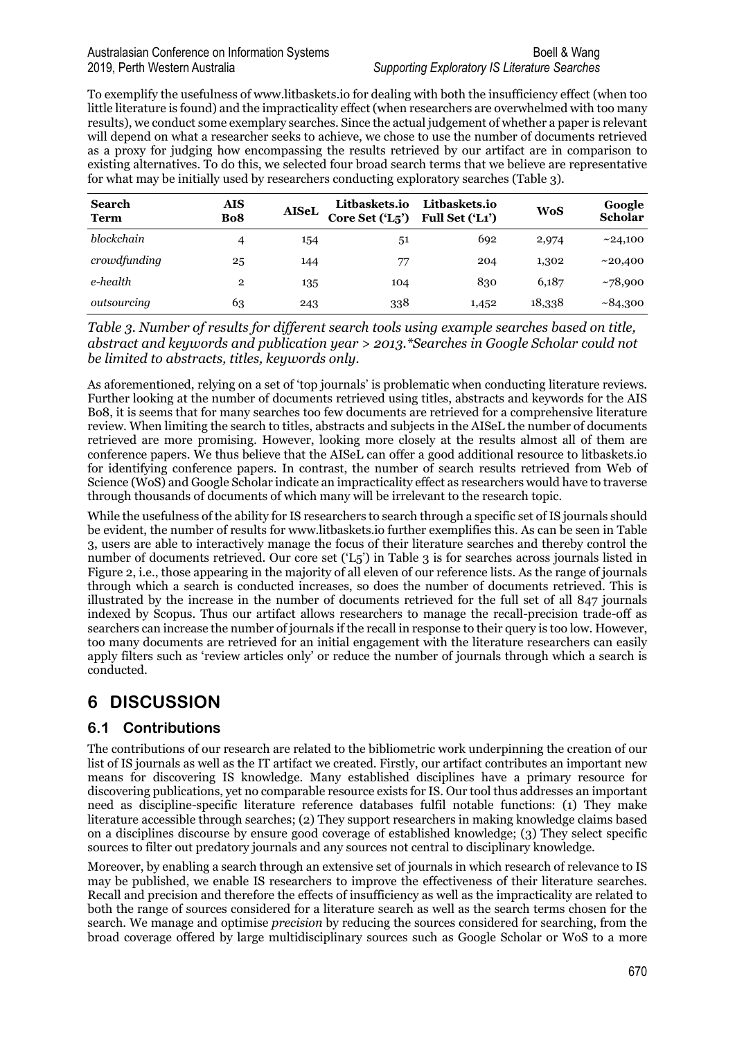To exemplify the usefulness of www.litbaskets.io for dealing with both the insufficiency effect (when too little literature is found) and the impracticality effect (when researchers are overwhelmed with too many results), we conduct some exemplary searches. Since the actual judgement of whether a paper is relevant will depend on what a researcher seeks to achieve, we chose to use the number of documents retrieved as a proxy for judging how encompassing the results retrieved by our artifact are in comparison to existing alternatives. To do this, we selected four broad search terms that we believe are representative for what may be initially used by researchers conducting exploratory searches (Table 3).

| Search Term | AIS Bo8 | AISeL | Litbaskets.io Core Set ('L5') | Litbaskets.io Full Set ('L1') | WoS | Google Scholar |
|---|---|---|---|---|---|---|
| *blockchain* | 4 | 154 | 51 | 692 | 2,974 | ~24,100 |
| *crowdfunding* | 25 | 144 | 77 | 204 | 1,302 | ~20,400 |
| *e-health* | 2 | 135 | 104 | 830 | 6,187 | ~78,900 |
| *outsourcing* | 63 | 243 | 338 | 1,452 | 18,338 | ~84,300 |

*Table 3. Number of results for different search tools using example searches based on title, abstract and keywords and publication year > 2013.*Searches in Google Scholar could not be limited to abstracts, titles, keywords only.*

As aforementioned, relying on a set of 'top journals' is problematic when conducting literature reviews. Further looking at the number of documents retrieved using titles, abstracts and keywords for the AIS Bo8, it is seems that for many searches too few documents are retrieved for a comprehensive literature review. When limiting the search to titles, abstracts and subjects in the AISeL the number of documents retrieved are more promising. However, looking more closely at the results almost all of them are conference papers. We thus believe that the AISeL can offer a good additional resource to litbaskets.io for identifying conference papers. In contrast, the number of search results retrieved from Web of Science (WoS) and Google Scholar indicate an impracticality effect as researchers would have to traverse through thousands of documents of which many will be irrelevant to the research topic.

While the usefulness of the ability for IS researchers to search through a specific set of IS journals should be evident, the number of results for www.litbaskets.io further exemplifies this. As can be seen in Table 3, users are able to interactively manage the focus of their literature searches and thereby control the number of documents retrieved. Our core set ('L5') in Table 3 is for searches across journals listed in Figure 2, i.e., those appearing in the majority of all eleven of our reference lists. As the range of journals through which a search is conducted increases, so does the number of documents retrieved. This is illustrated by the increase in the number of documents retrieved for the full set of all 847 journals indexed by Scopus. Thus our artifact allows researchers to manage the recall-precision trade-off as searchers can increase the number of journals if the recall in response to their query is too low. However, too many documents are retrieved for an initial engagement with the literature researchers can easily apply filters such as 'review articles only' or reduce the number of journals through which a search is conducted.

# 6 DISCUSSION

## 6.1 Contributions

The contributions of our research are related to the bibliometric work underpinning the creation of our list of IS journals as well as the IT artifact we created. Firstly, our artifact contributes an important new means for discovering IS knowledge. Many established disciplines have a primary resource for discovering publications, yet no comparable resource exists for IS. Our tool thus addresses an important need as discipline-specific literature reference databases fulfil notable functions: (1) They make literature accessible through searches; (2) They support researchers in making knowledge claims based on a disciplines discourse by ensure good coverage of established knowledge; (3) They select specific sources to filter out predatory journals and any sources not central to disciplinary knowledge.

Moreover, by enabling a search through an extensive set of journals in which research of relevance to IS may be published, we enable IS researchers to improve the effectiveness of their literature searches. Recall and precision and therefore the effects of insufficiency as well as the impracticality are related to both the range of sources considered for a literature search as well as the search terms chosen for the search. We manage and optimise *precision* by reducing the sources considered for searching, from the broad coverage offered by large multidisciplinary sources such as Google Scholar or WoS to a more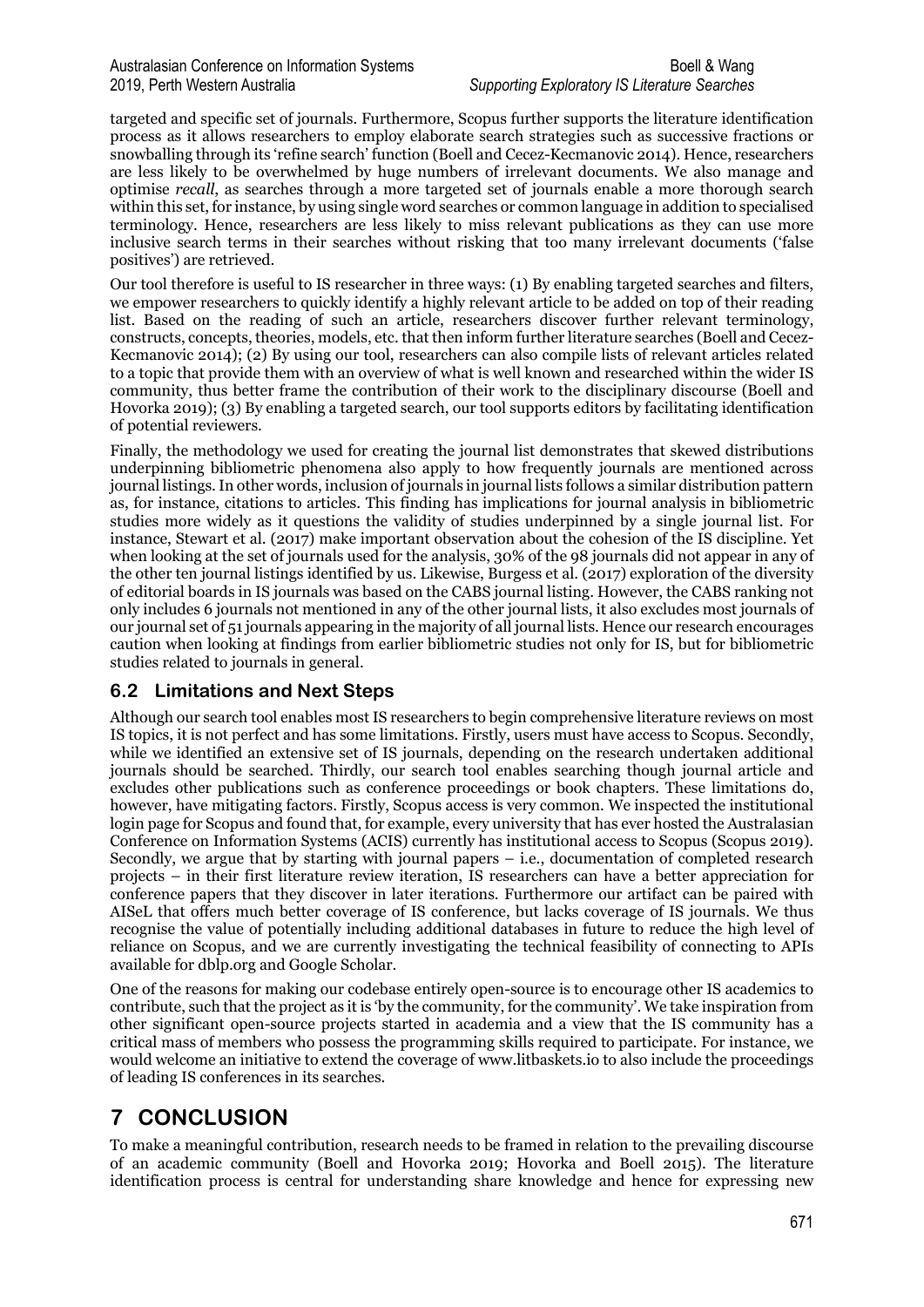targeted and specific set of journals. Furthermore, Scopus further supports the literature identification process as it allows researchers to employ elaborate search strategies such as successive fractions or snowballing through its 'refine search' function (Boell and Cecez-Kecmanovic 2014). Hence, researchers are less likely to be overwhelmed by huge numbers of irrelevant documents. We also manage and optimise *recall*, as searches through a more targeted set of journals enable a more thorough search within this set, for instance, by using single word searches or common language in addition to specialised terminology. Hence, researchers are less likely to miss relevant publications as they can use more inclusive search terms in their searches without risking that too many irrelevant documents ('false positives') are retrieved.

Our tool therefore is useful to IS researcher in three ways: (1) By enabling targeted searches and filters, we empower researchers to quickly identify a highly relevant article to be added on top of their reading list. Based on the reading of such an article, researchers discover further relevant terminology, constructs, concepts, theories, models, etc. that then inform further literature searches (Boell and Cecez-Kecmanovic 2014); (2) By using our tool, researchers can also compile lists of relevant articles related to a topic that provide them with an overview of what is well known and researched within the wider IS community, thus better frame the contribution of their work to the disciplinary discourse (Boell and Hovorka 2019); (3) By enabling a targeted search, our tool supports editors by facilitating identification of potential reviewers.

Finally, the methodology we used for creating the journal list demonstrates that skewed distributions underpinning bibliometric phenomena also apply to how frequently journals are mentioned across journal listings. In other words, inclusion of journals in journal lists follows a similar distribution pattern as, for instance, citations to articles. This finding has implications for journal analysis in bibliometric studies more widely as it questions the validity of studies underpinned by a single journal list. For instance, Stewart et al. (2017) make important observation about the cohesion of the IS discipline. Yet when looking at the set of journals used for the analysis, 30% of the 98 journals did not appear in any of the other ten journal listings identified by us. Likewise, Burgess et al. (2017) exploration of the diversity of editorial boards in IS journals was based on the CABS journal listing. However, the CABS ranking not only includes 6 journals not mentioned in any of the other journal lists, it also excludes most journals of our journal set of 51 journals appearing in the majority of all journal lists. Hence our research encourages caution when looking at findings from earlier bibliometric studies not only for IS, but for bibliometric studies related to journals in general.

## 6.2 Limitations and Next Steps

Although our search tool enables most IS researchers to begin comprehensive literature reviews on most IS topics, it is not perfect and has some limitations. Firstly, users must have access to Scopus. Secondly, while we identified an extensive set of IS journals, depending on the research undertaken additional journals should be searched. Thirdly, our search tool enables searching though journal article and excludes other publications such as conference proceedings or book chapters. These limitations do, however, have mitigating factors. Firstly, Scopus access is very common. We inspected the institutional login page for Scopus and found that, for example, every university that has ever hosted the Australasian Conference on Information Systems (ACIS) currently has institutional access to Scopus (Scopus 2019). Secondly, we argue that by starting with journal papers – i.e., documentation of completed research projects – in their first literature review iteration, IS researchers can have a better appreciation for conference papers that they discover in later iterations. Furthermore our artifact can be paired with AISeL that offers much better coverage of IS conference, but lacks coverage of IS journals. We thus recognise the value of potentially including additional databases in future to reduce the high level of reliance on Scopus, and we are currently investigating the technical feasibility of connecting to APIs available for dblp.org and Google Scholar.

One of the reasons for making our codebase entirely open-source is to encourage other IS academics to contribute, such that the project as it is 'by the community, for the community'. We take inspiration from other significant open-source projects started in academia and a view that the IS community has a critical mass of members who possess the programming skills required to participate. For instance, we would welcome an initiative to extend the coverage of www.litbaskets.io to also include the proceedings of leading IS conferences in its searches.

# 7 CONCLUSION

To make a meaningful contribution, research needs to be framed in relation to the prevailing discourse of an academic community (Boell and Hovorka 2019; Hovorka and Boell 2015). The literature identification process is central for understanding share knowledge and hence for expressing new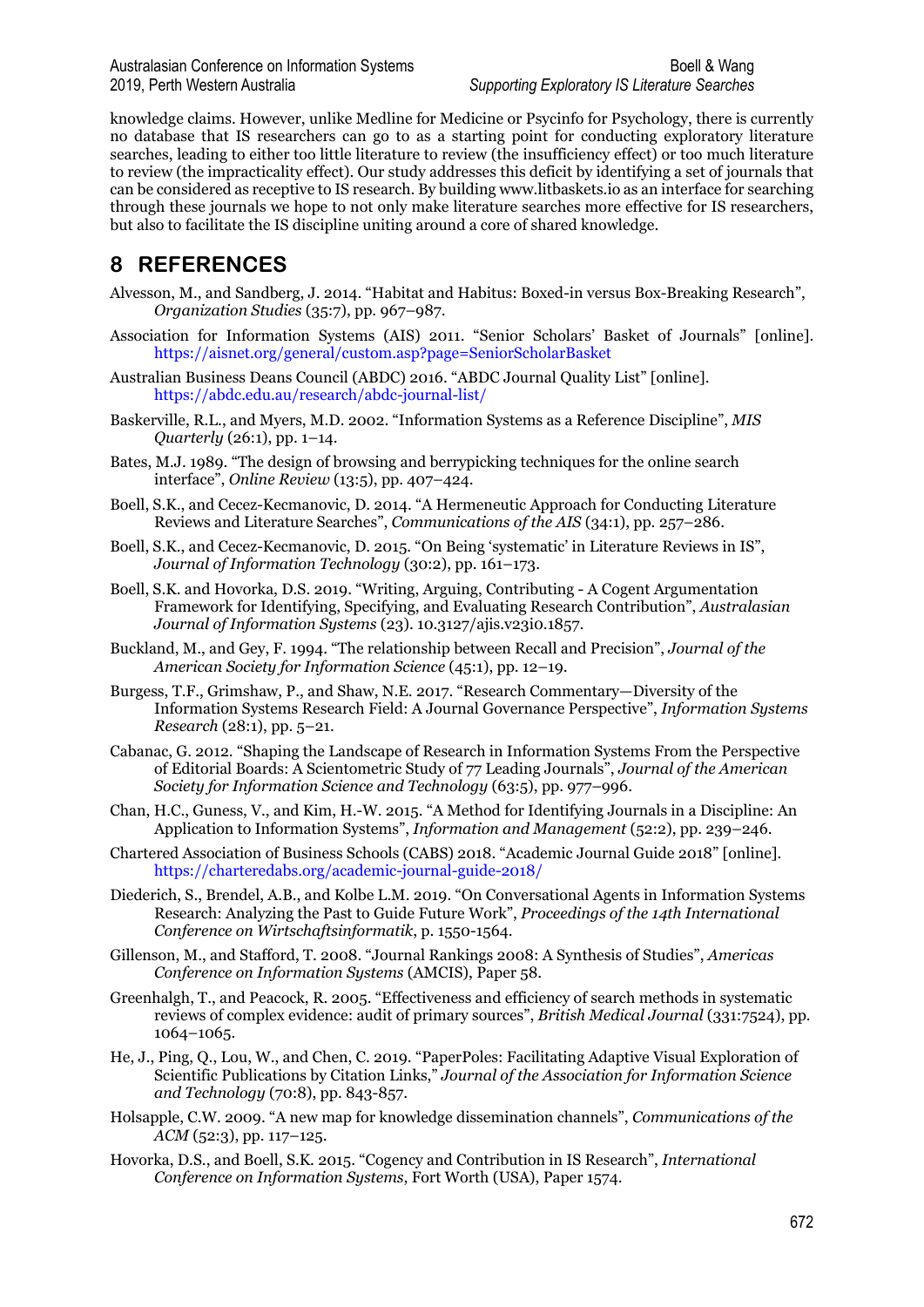knowledge claims. However, unlike Medline for Medicine or Psycinfo for Psychology, there is currently no database that IS researchers can go to as a starting point for conducting exploratory literature searches, leading to either too little literature to review (the insufficiency effect) or too much literature to review (the impracticality effect). Our study addresses this deficit by identifying a set of journals that can be considered as receptive to IS research. By building www.litbaskets.io as an interface for searching through these journals we hope to not only make literature searches more effective for IS researchers, but also to facilitate the IS discipline uniting around a core of shared knowledge.

# 8 REFERENCES

Alvesson, M., and Sandberg, J. 2014. "Habitat and Habitus: Boxed-in versus Box-Breaking Research", *Organization Studies* (35:7), pp. 967–987.

Association for Information Systems (AIS) 2011. "Senior Scholars' Basket of Journals" [online]. https://aisnet.org/general/custom.asp?page=SeniorScholarBasket

Australian Business Deans Council (ABDC) 2016. "ABDC Journal Quality List" [online]. https://abdc.edu.au/research/abdc-journal-list/

Baskerville, R.L., and Myers, M.D. 2002. "Information Systems as a Reference Discipline", *MIS Quarterly* (26:1), pp. 1–14.

Bates, M.J. 1989. "The design of browsing and berrypicking techniques for the online search interface", *Online Review* (13:5), pp. 407–424.

Boell, S.K., and Cecez-Kecmanovic, D. 2014. "A Hermeneutic Approach for Conducting Literature Reviews and Literature Searches", *Communications of the AIS* (34:1), pp. 257–286.

Boell, S.K., and Cecez-Kecmanovic, D. 2015. "On Being 'systematic' in Literature Reviews in IS", *Journal of Information Technology* (30:2), pp. 161–173.

Boell, S.K. and Hovorka, D.S. 2019. "Writing, Arguing, Contributing - A Cogent Argumentation Framework for Identifying, Specifying, and Evaluating Research Contribution", *Australasian Journal of Information Systems* (23). 10.3127/ajis.v23i0.1857.

Buckland, M., and Gey, F. 1994. "The relationship between Recall and Precision", *Journal of the American Society for Information Science* (45:1), pp. 12–19.

Burgess, T.F., Grimshaw, P., and Shaw, N.E. 2017. "Research Commentary—Diversity of the Information Systems Research Field: A Journal Governance Perspective", *Information Systems Research* (28:1), pp. 5–21.

Cabanac, G. 2012. "Shaping the Landscape of Research in Information Systems From the Perspective of Editorial Boards: A Scientometric Study of 77 Leading Journals", *Journal of the American Society for Information Science and Technology* (63:5), pp. 977–996.

Chan, H.C., Guness, V., and Kim, H.-W. 2015. "A Method for Identifying Journals in a Discipline: An Application to Information Systems", *Information and Management* (52:2), pp. 239–246.

Chartered Association of Business Schools (CABS) 2018. "Academic Journal Guide 2018" [online]. https://charteredabs.org/academic-journal-guide-2018/

Diederich, S., Brendel, A.B., and Kolbe L.M. 2019. "On Conversational Agents in Information Systems Research: Analyzing the Past to Guide Future Work", *Proceedings of the 14th International Conference on Wirtschaftsinformatik*, p. 1550-1564.

Gillenson, M., and Stafford, T. 2008. "Journal Rankings 2008: A Synthesis of Studies", *Americas Conference on Information Systems* (AMCIS), Paper 58.

Greenhalgh, T., and Peacock, R. 2005. "Effectiveness and efficiency of search methods in systematic reviews of complex evidence: audit of primary sources", *British Medical Journal* (331:7524), pp. 1064–1065.

He, J., Ping, Q., Lou, W., and Chen, C. 2019. "PaperPoles: Facilitating Adaptive Visual Exploration of Scientific Publications by Citation Links," *Journal of the Association for Information Science and Technology* (70:8), pp. 843-857.

Holsapple, C.W. 2009. "A new map for knowledge dissemination channels", *Communications of the ACM* (52:3), pp. 117–125.

Hovorka, D.S., and Boell, S.K. 2015. "Cogency and Contribution in IS Research", *International Conference on Information Systems*, Fort Worth (USA), Paper 1574.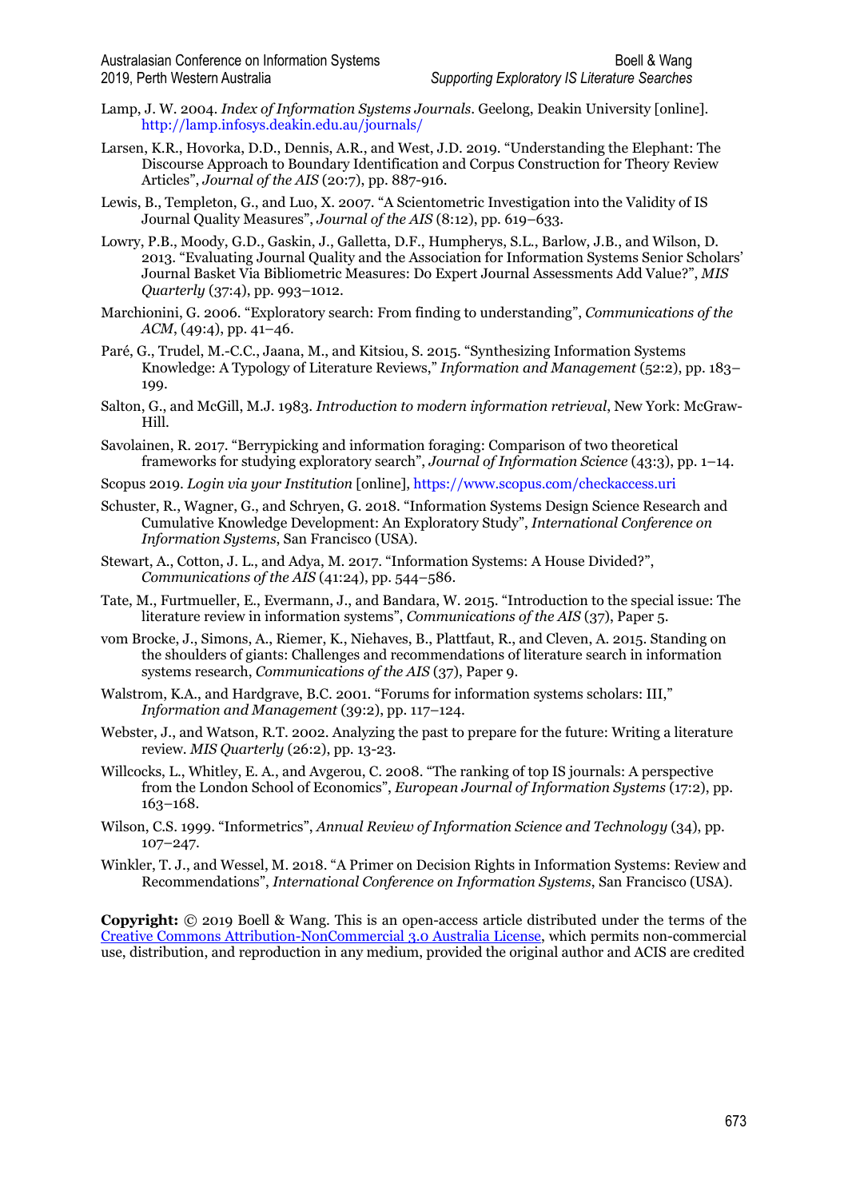Lamp, J. W. 2004. *Index of Information Systems Journals*. Geelong, Deakin University [online]. http://lamp.infosys.deakin.edu.au/journals/

Larsen, K.R., Hovorka, D.D., Dennis, A.R., and West, J.D. 2019. "Understanding the Elephant: The Discourse Approach to Boundary Identification and Corpus Construction for Theory Review Articles", *Journal of the AIS* (20:7), pp. 887-916.

Lewis, B., Templeton, G., and Luo, X. 2007. "A Scientometric Investigation into the Validity of IS Journal Quality Measures", *Journal of the AIS* (8:12), pp. 619–633.

Lowry, P.B., Moody, G.D., Gaskin, J., Galletta, D.F., Humpherys, S.L., Barlow, J.B., and Wilson, D. 2013. "Evaluating Journal Quality and the Association for Information Systems Senior Scholars' Journal Basket Via Bibliometric Measures: Do Expert Journal Assessments Add Value?", *MIS Quarterly* (37:4), pp. 993–1012.

Marchionini, G. 2006. "Exploratory search: From finding to understanding", *Communications of the ACM*, (49:4), pp. 41–46.

Paré, G., Trudel, M.-C.C., Jaana, M., and Kitsiou, S. 2015. "Synthesizing Information Systems Knowledge: A Typology of Literature Reviews," *Information and Management* (52:2), pp. 183–199.

Salton, G., and McGill, M.J. 1983. *Introduction to modern information retrieval*, New York: McGraw-Hill.

Savolainen, R. 2017. "Berrypicking and information foraging: Comparison of two theoretical frameworks for studying exploratory search", *Journal of Information Science* (43:3), pp. 1–14.

Scopus 2019. *Login via your Institution* [online], https://www.scopus.com/checkaccess.uri

Schuster, R., Wagner, G., and Schryen, G. 2018. "Information Systems Design Science Research and Cumulative Knowledge Development: An Exploratory Study", *International Conference on Information Systems*, San Francisco (USA).

Stewart, A., Cotton, J. L., and Adya, M. 2017. "Information Systems: A House Divided?", *Communications of the AIS* (41:24), pp. 544–586.

Tate, M., Furtmueller, E., Evermann, J., and Bandara, W. 2015. "Introduction to the special issue: The literature review in information systems", *Communications of the AIS* (37), Paper 5.

vom Brocke, J., Simons, A., Riemer, K., Niehaves, B., Plattfaut, R., and Cleven, A. 2015. Standing on the shoulders of giants: Challenges and recommendations of literature search in information systems research, *Communications of the AIS* (37), Paper 9.

Walstrom, K.A., and Hardgrave, B.C. 2001. "Forums for information systems scholars: III," *Information and Management* (39:2), pp. 117–124.

Webster, J., and Watson, R.T. 2002. Analyzing the past to prepare for the future: Writing a literature review. *MIS Quarterly* (26:2), pp. 13-23.

Willcocks, L., Whitley, E. A., and Avgerou, C. 2008. "The ranking of top IS journals: A perspective from the London School of Economics", *European Journal of Information Systems* (17:2), pp. 163–168.

Wilson, C.S. 1999. "Informetrics", *Annual Review of Information Science and Technology* (34), pp. 107–247.

Winkler, T. J., and Wessel, M. 2018. "A Primer on Decision Rights in Information Systems: Review and Recommendations", *International Conference on Information Systems*, San Francisco (USA).

**Copyright:** © 2019 Boell & Wang. This is an open-access article distributed under the terms of the Creative Commons Attribution-NonCommercial 3.0 Australia License, which permits non-commercial use, distribution, and reproduction in any medium, provided the original author and ACIS are credited